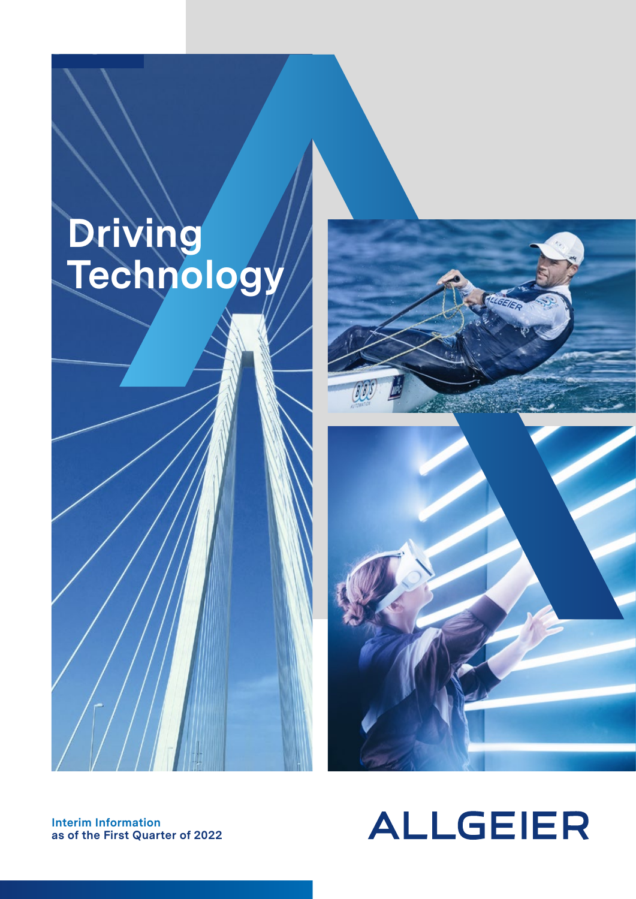# Driving Technology

**Interim Information**
**as of the First Quarter of 2022**

ALLGEIER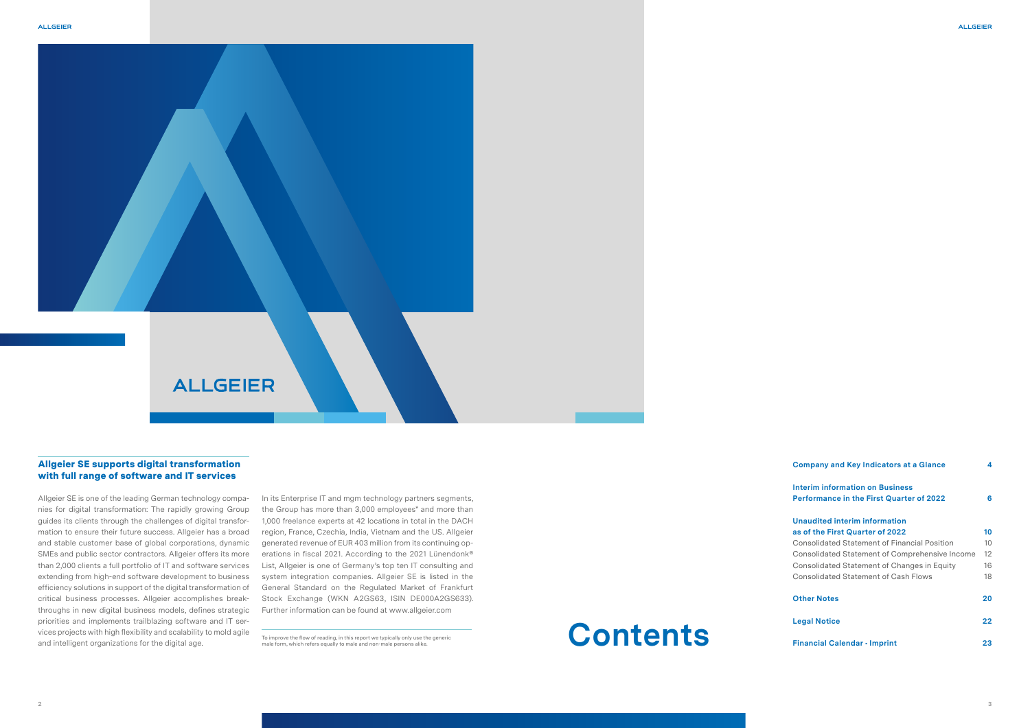## Allgeier SE supports digital transformation with full range of software and IT services

Allgeier SE is one of the leading German technology companies for digital transformation: The rapidly growing Group guides its clients through the challenges of digital transformation to ensure their future success. Allgeier has a broad and stable customer base of global corporations, dynamic SMEs and public sector contractors. Allgeier offers its more than 2,000 clients a full portfolio of IT and software services extending from high-end software development to business efficiency solutions in support of the digital transformation of critical business processes. Allgeier accomplishes breakthroughs in new digital business models, defines strategic priorities and implements trailblazing software and IT services projects with high flexibility and scalability to mold agile and intelligent organizations for the digital age.

In its Enterprise IT and mgm technology partners segments, the Group has more than 3,000 employees* and more than 1,000 freelance experts at 42 locations in total in the DACH region, France, Czechia, India, Vietnam and the US. Allgeier generated revenue of EUR 403 million from its continuing operations in fiscal 2021. According to the 2021 Lünendonk® List, Allgeier is one of Germany's top ten IT consulting and system integration companies. Allgeier SE is listed in the General Standard on the Regulated Market of Frankfurt Stock Exchange (WKN A2GS63, ISIN DE000A2GS633). Further information can be found at www.allgeier.com

To improve the flow of reading, in this report we typically only use the generic male form, which refers equally to male and non-male persons alike.

# Contents

| | |
|---|---|
| **Company and Key Indicators at a Glance** | **4** |
| **Interim information on Business Performance in the First Quarter of 2022** | **6** |
| **Unaudited interim information as of the First Quarter of 2022** | **10** |
| Consolidated Statement of Financial Position | 10 |
| Consolidated Statement of Comprehensive Income | 12 |
| Consolidated Statement of Changes in Equity | 16 |
| Consolidated Statement of Cash Flows | 18 |
| **Other Notes** | **20** |
| **Legal Notice** | **22** |
| **Financial Calendar · Imprint** | **23** |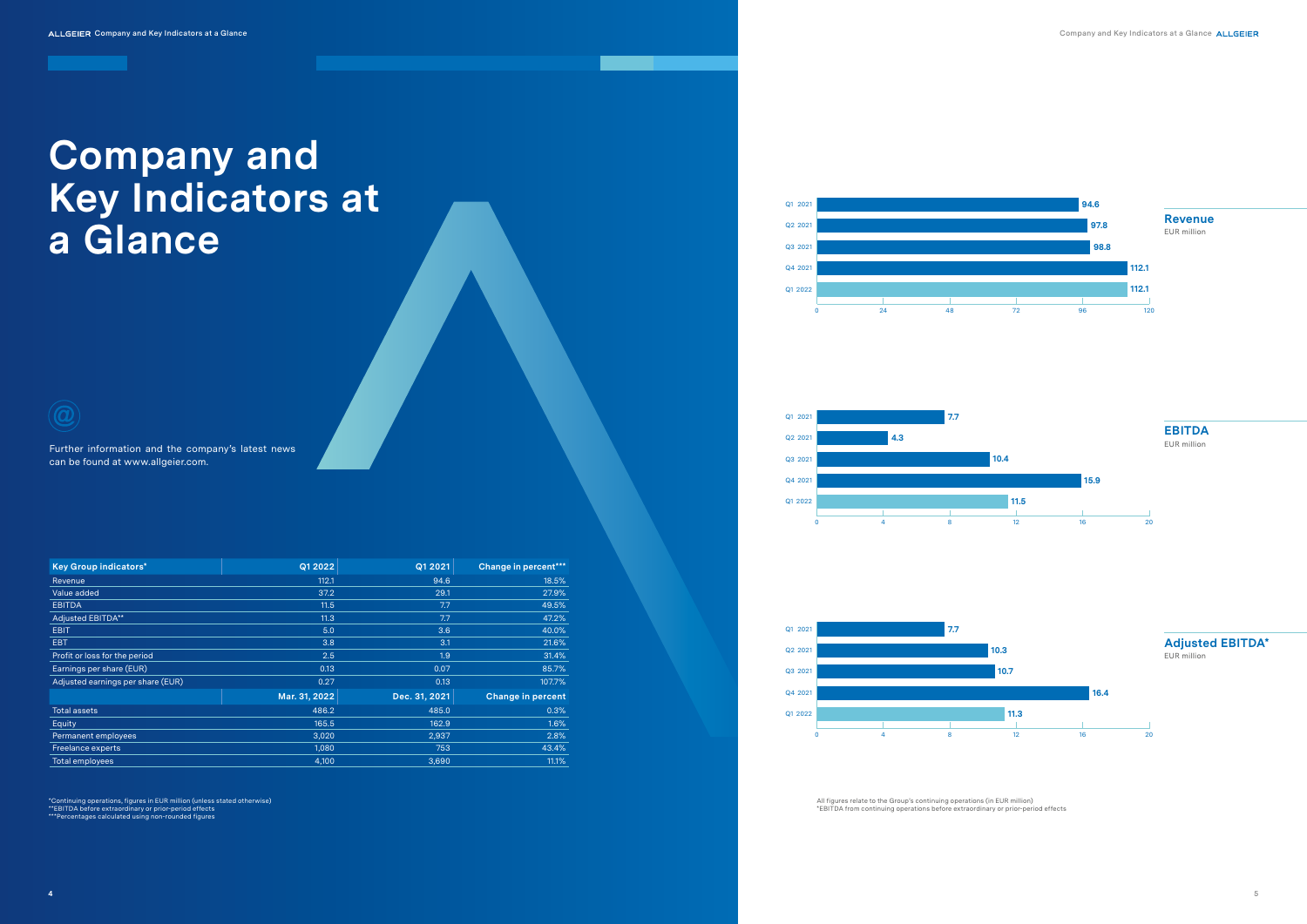# Company and Key Indicators at a Glance

Further information and the company's latest news can be found at www.allgeier.com.

| Key Group indicators* | Q1 2022 | Q1 2021 | Change in percent*** |
|---|---|---|---|
| Revenue | 112.1 | 94.6 | 18.5% |
| Value added | 37.2 | 29.1 | 27.9% |
| EBITDA | 11.5 | 7.7 | 49.5% |
| Adjusted EBITDA** | 11.3 | 7.7 | 47.2% |
| EBIT | 5.0 | 3.6 | 40.0% |
| EBT | 3.8 | 3.1 | 21.6% |
| Profit or loss for the period | 2.5 | 1.9 | 31.4% |
| Earnings per share (EUR) | 0.13 | 0.07 | 85.7% |
| Adjusted earnings per share (EUR) | 0.27 | 0.13 | 107.7% |
| | **Mar. 31, 2022** | **Dec. 31, 2021** | **Change in percent** |
| Total assets | 486.2 | 485.0 | 0.3% |
| Equity | 165.5 | 162.9 | 1.6% |
| Permanent employees | 3,020 | 2,937 | 2.8% |
| Freelance experts | 1,080 | 753 | 43.4% |
| Total employees | 4,100 | 3,690 | 11.1% |

*Continuing operations, figures in EUR million (unless stated otherwise)
**EBITDA before extraordinary or prior-period effects
***Percentages calculated using non-rounded figures

**Revenue**
EUR million

| Period | Revenue |
|---|---|
| Q1 2021 | 94.6 |
| Q2 2021 | 97.8 |
| Q3 2021 | 98.8 |
| Q4 2021 | 112.1 |
| Q1 2022 | 112.1 |

**EBITDA**
EUR million

| Period | EBITDA |
|---|---|
| Q1 2021 | 7.7 |
| Q2 2021 | 4.3 |
| Q3 2021 | 10.4 |
| Q4 2021 | 15.9 |
| Q1 2022 | 11.5 |

**Adjusted EBITDA***
EUR million

| Period | Adjusted EBITDA |
|---|---|
| Q1 2021 | 7.7 |
| Q2 2021 | 10.3 |
| Q3 2021 | 10.7 |
| Q4 2021 | 16.4 |
| Q1 2022 | 11.3 |

All figures relate to the Group's continuing operations (in EUR million)
*EBITDA from continuing operations before extraordinary or prior-period effects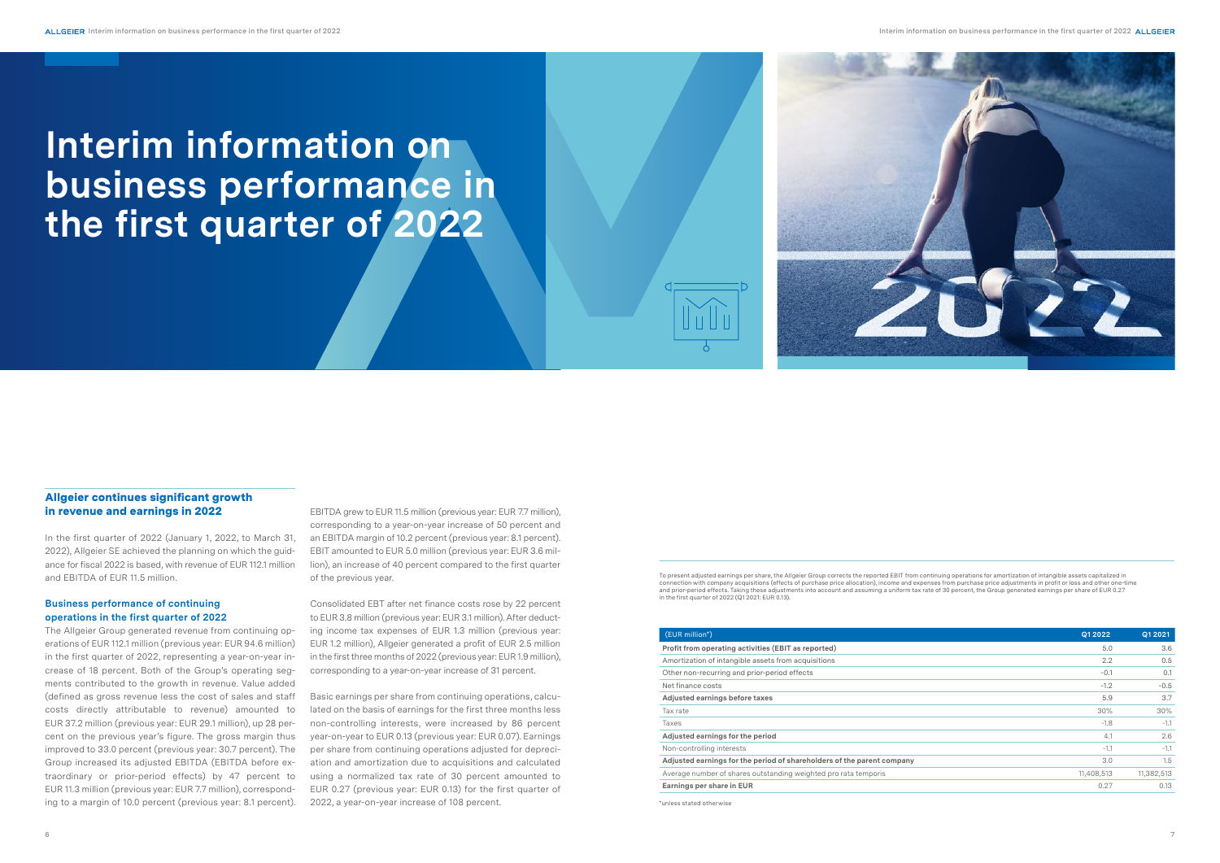# Interim information on business performance in the first quarter of 2022

## Allgeier continues significant growth in revenue and earnings in 2022

In the first quarter of 2022 (January 1, 2022, to March 31, 2022), Allgeier SE achieved the planning on which the guidance for fiscal 2022 is based, with revenue of EUR 112.1 million and EBITDA of EUR 11.5 million.

### Business performance of continuing operations in the first quarter of 2022

The Allgeier Group generated revenue from continuing operations of EUR 112.1 million (previous year: EUR 94.6 million) in the first quarter of 2022, representing a year-on-year increase of 18 percent. Both of the Group's operating segments contributed to the growth in revenue. Value added (defined as gross revenue less the cost of sales and staff costs directly attributable to revenue) amounted to EUR 37.2 million (previous year: EUR 29.1 million), up 28 percent on the previous year's figure. The gross margin thus improved to 33.0 percent (previous year: 30.7 percent). The Group increased its adjusted EBITDA (EBITDA before extraordinary or prior-period effects) by 47 percent to EUR 11.3 million (previous year: EUR 7.7 million), corresponding to a margin of 10.0 percent (previous year: 8.1 percent).

EBITDA grew to EUR 11.5 million (previous year: EUR 7.7 million), corresponding to a year-on-year increase of 50 percent and an EBITDA margin of 10.2 percent (previous year: 8.1 percent). EBIT amounted to EUR 5.0 million (previous year: EUR 3.6 million), an increase of 40 percent compared to the first quarter of the previous year.

Consolidated EBT after net finance costs rose by 22 percent to EUR 3.8 million (previous year: EUR 3.1 million). After deducting income tax expenses of EUR 1.3 million (previous year: EUR 1.2 million), Allgeier generated a profit of EUR 2.5 million in the first three months of 2022 (previous year: EUR 1.9 million), corresponding to a year-on-year increase of 31 percent.

Basic earnings per share from continuing operations, calculated on the basis of earnings for the first three months less non-controlling interests, were increased by 86 percent year-on-year to EUR 0.13 (previous year: EUR 0.07). Earnings per share from continuing operations adjusted for depreciation and amortization due to acquisitions and calculated using a normalized tax rate of 30 percent amounted to EUR 0.27 (previous year: EUR 0.13) for the first quarter of 2022, a year-on-year increase of 108 percent.

To present adjusted earnings per share, the Allgeier Group corrects the reported EBIT from continuing operations for amortization of intangible assets capitalized in connection with company acquisitions (effects of purchase price allocation), income and expenses from purchase price adjustments in profit or loss and other one-time and prior-period effects. Taking these adjustments into account and assuming a uniform tax rate of 30 percent, the Group generated earnings per share of EUR 0.27 in the first quarter of 2022 (Q1 2021: EUR 0.13).

| (EUR million*) | Q1 2022 | Q1 2021 |
|---|---|---|
| **Profit from operating activities (EBIT as reported)** | 5.0 | 3.6 |
| Amortization of intangible assets from acquisitions | 2.2 | 0.5 |
| Other non-recurring and prior-period effects | -0.1 | 0.1 |
| Net finance costs | -1.2 | -0.5 |
| **Adjusted earnings before taxes** | 5.9 | 3.7 |
| Tax rate | 30% | 30% |
| Taxes | -1.8 | -1.1 |
| **Adjusted earnings for the period** | 4.1 | 2.6 |
| Non-controlling interests | -1.1 | -1.1 |
| **Adjusted earnings for the period of shareholders of the parent company** | 3.0 | 1.5 |
| Average number of shares outstanding weighted pro rata temporis | 11,408,513 | 11,382,513 |
| **Earnings per share in EUR** | 0.27 | 0.13 |

*unless stated otherwise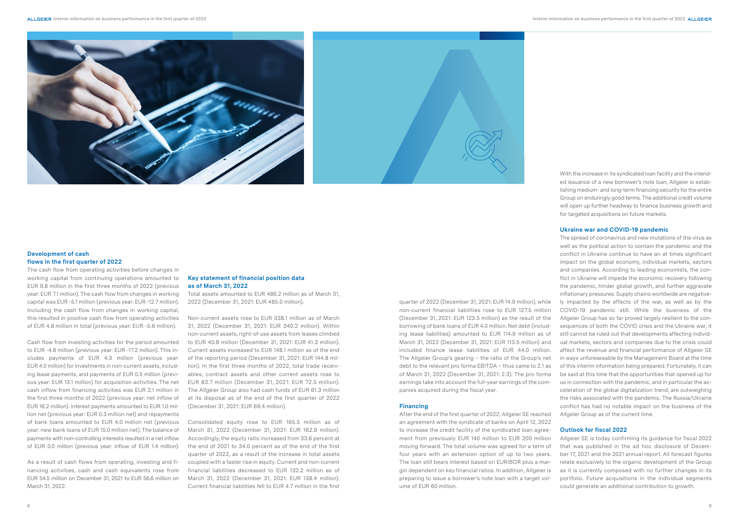## Development of cash flows in the first quarter of 2022

The cash flow from operating activities before changes in working capital from continuing operations amounted to EUR 9.8 million in the first three months of 2022 (previous year: EUR 7.1 million). The cash flow from changes in working capital was EUR -5.1 million (previous year: EUR -12.7 million). Including the cash flow from changes in working capital, this resulted in positive cash flow from operating activities of EUR 4.8 million in total (previous year: EUR -5.6 million).

Cash flow from investing activities for the period amounted to EUR -4.8 million (previous year: EUR -17.2 million). This includes payments of EUR 4.3 million (previous year: EUR 4.0 million) for investments in non-current assets, including lease payments, and payments of EUR 0.5 million (previous year: EUR 13.1 million) for acquisition activities. The net cash inflow from financing activities was EUR 2.1 million in the first three months of 2022 (previous year: net inflow of EUR 16.2 million). Interest payments amounted to EUR 1.0 million net (previous year: EUR 0.3 million net) and repayments of bank loans amounted to EUR 4.0 million net (previous year: new bank loans of EUR 15.0 million net). The balance of payments with non-controlling interests resulted in a net inflow of EUR 0.0 million (previous year: inflow of EUR 1.4 million).

As a result of cash flows from operating, investing and financing activities, cash and cash equivalents rose from EUR 54.5 million on December 31, 2021 to EUR 56.6 million on March 31, 2022.

## Key statement of financial position data as of March 31, 2022

Total assets amounted to EUR 486.2 million as of March 31, 2022 (December 31, 2021: EUR 485.0 million).

Non-current assets rose to EUR 338.1 million as of March 31, 2022 (December 31, 2021: EUR 340.2 million). Within non-current assets, right-of-use assets from leases climbed to EUR 40.8 million (December 31, 2021: EUR 41.3 million). Current assets increased to EUR 148.1 million as of the end of the reporting period (December 31, 2021: EUR 144.8 million). In the first three months of 2022, total trade receivables, contract assets and other current assets rose to EUR 83.7 million (December 31, 2021: EUR 72.5 million). The Allgeier Group also had cash funds of EUR 61.3 million at its disposal as of the end of the first quarter of 2022 (December 31, 2021: EUR 69.4 million).

Consolidated equity rose to EUR 165.5 million as of March 31, 2022 (December 31, 2021: EUR 162.9 million). Accordingly, the equity ratio increased from 33.6 percent at the end of 2021 to 34.0 percent as of the end of the first quarter of 2022, as a result of the increase in total assets coupled with a faster rise in equity. Current and non-current financial liabilities decreased to EUR 132.2 million as of March 31, 2022 (December 31, 2021: EUR 138.4 million). Current financial liabilities fell to EUR 4.7 million in the first quarter of 2022 (December 31, 2021: EUR 14.9 million), while non-current financial liabilities rose to EUR 127.5 million (December 31, 2021: EUR 123.5 million) as the result of the borrowing of bank loans of EUR 4.0 million. Net debt (including lease liabilities) amounted to EUR 114.9 million as of March 31, 2022 (December 31, 2021: EUR 113.5 million) and included finance lease liabilities of EUR 44.0 million. The Allgeier Group's gearing – the ratio of the Group's net debt to the relevant pro forma EBITDA – thus came to 2.1 as of March 31, 2022 (December 31, 2021: 2.3). The pro forma earnings take into account the full-year earnings of the companies acquired during the fiscal year.

## Financing

After the end of the first quarter of 2022, Allgeier SE reached an agreement with the syndicate of banks on April 12, 2022 to increase the credit facility of the syndicated loan agreement from previously EUR 140 million to EUR 200 million moving forward. The total volume was agreed for a term of four years with an extension option of up to two years. The loan still bears interest based on EURIBOR plus a margin dependent on key financial ratios. In addition, Allgeier is preparing to issue a borrower's note loan with a target volume of EUR 60 million.

With the increase in its syndicated loan facility and the intended issuance of a new borrower's note loan, Allgeier is establishing medium- and long-term financing security for the entire Group on enduringly good terms. The additional credit volume will open up further headway to finance business growth and for targeted acquisitions on future markets.

## Ukraine war and COVID-19 pandemic

The spread of coronavirus and new mutations of the virus as well as the political action to contain the pandemic and the conflict in Ukraine continue to have an at times significant impact on the global economy, individual markets, sectors and companies. According to leading economists, the conflict in Ukraine will impede the economic recovery following the pandemic, hinder global growth, and further aggravate inflationary pressures. Supply chains worldwide are negatively impacted by the effects of the war, as well as by the COVID-19 pandemic still. While the business of the Allgeier Group has so far proved largely resilient to the consequences of both the COVID crisis and the Ukraine war, it still cannot be ruled out that developments affecting individual markets, sectors and companies due to the crisis could affect the revenue and financial performance of Allgeier SE in ways unforeseeable by the Management Board at the time of this interim information being prepared. Fortunately, it can be said at this time that the opportunities that opened up for us in connection with the pandemic, and in particular the acceleration of the global digitalization trend, are outweighing the risks associated with the pandemic. The Russia/Ukraine conflict has had no notable impact on the business of the Allgeier Group as of the current time.

## Outlook for fiscal 2022

Allgeier SE is today confirming its guidance for fiscal 2022 that was published in the ad hoc disclosure of December 17, 2021 and the 2021 annual report. All forecast figures relate exclusively to the organic development of the Group as it is currently composed with no further changes in its portfolio. Future acquisitions in the individual segments could generate an additional contribution to growth.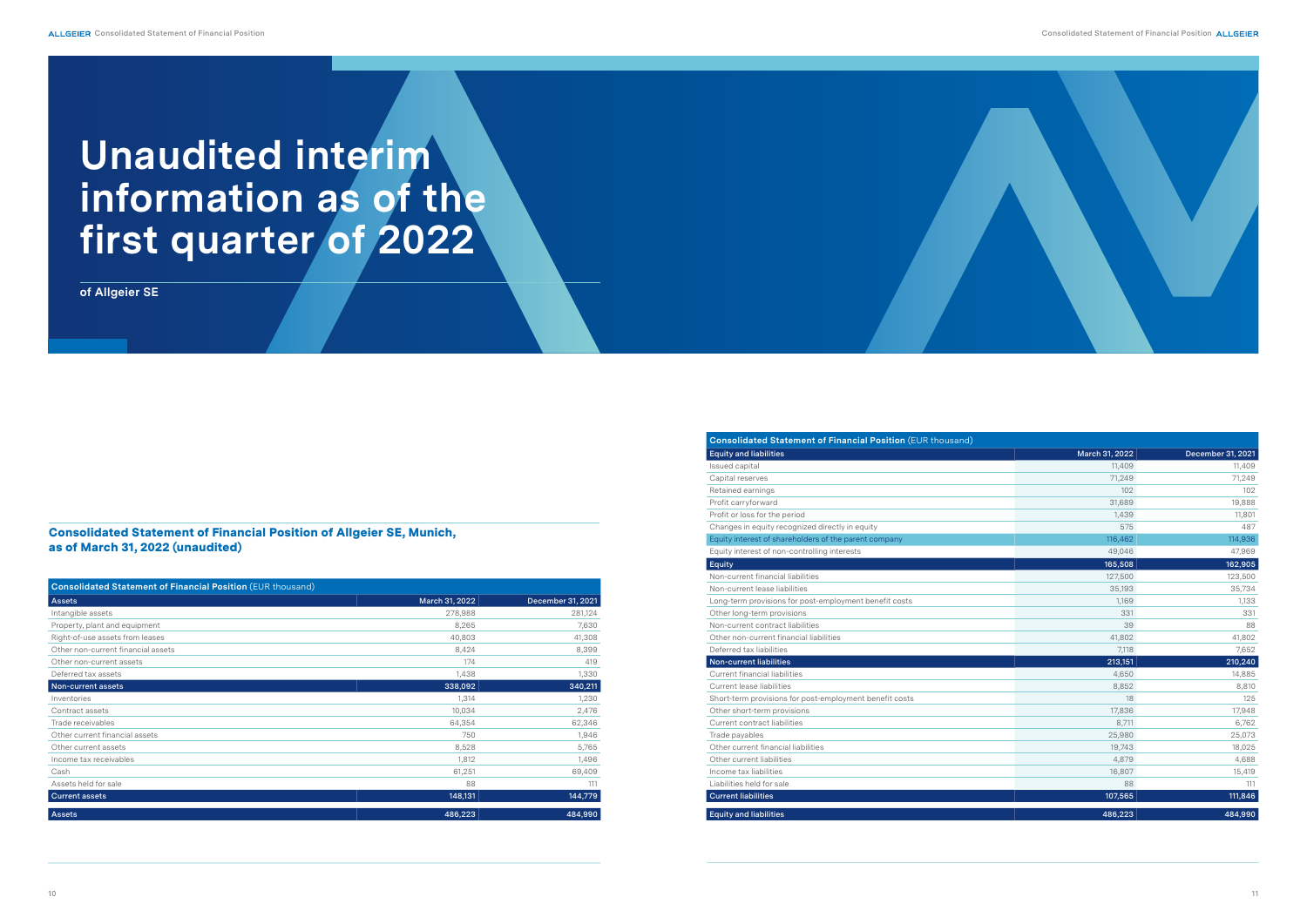# Unaudited interim information as of the first quarter of 2022

**of Allgeier SE**

## Consolidated Statement of Financial Position of Allgeier SE, Munich, as of March 31, 2022 (unaudited)

| Consolidated Statement of Financial Position (EUR thousand) | | |
|---|---|---|
| Assets | March 31, 2022 | December 31, 2021 |
| Intangible assets | 278,988 | 281,124 |
| Property, plant and equipment | 8,265 | 7,630 |
| Right-of-use assets from leases | 40,803 | 41,308 |
| Other non-current financial assets | 8,424 | 8,399 |
| Other non-current assets | 174 | 419 |
| Deferred tax assets | 1,438 | 1,330 |
| **Non-current assets** | **338,092** | **340,211** |
| Inventories | 1,314 | 1,230 |
| Contract assets | 10,034 | 2,476 |
| Trade receivables | 64,354 | 62,346 |
| Other current financial assets | 750 | 1,946 |
| Other current assets | 8,528 | 5,765 |
| Income tax receivables | 1,812 | 1,496 |
| Cash | 61,251 | 69,409 |
| Assets held for sale | 88 | 111 |
| **Current assets** | **148,131** | **144,779** |
| **Assets** | **486,223** | **484,990** |

| Consolidated Statement of Financial Position (EUR thousand) | | |
|---|---|---|
| Equity and liabilities | March 31, 2022 | December 31, 2021 |
| Issued capital | 11,409 | 11,409 |
| Capital reserves | 71,249 | 71,249 |
| Retained earnings | 102 | 102 |
| Profit carryforward | 31,689 | 19,888 |
| Profit or loss for the period | 1,439 | 11,801 |
| Changes in equity recognized directly in equity | 575 | 487 |
| Equity interest of shareholders of the parent company | 116,462 | 114,936 |
| Equity interest of non-controlling interests | 49,046 | 47,969 |
| **Equity** | **165,508** | **162,905** |
| Non-current financial liabilities | 127,500 | 123,500 |
| Non-current lease liabilities | 35,193 | 35,734 |
| Long-term provisions for post-employment benefit costs | 1,169 | 1,133 |
| Other long-term provisions | 331 | 331 |
| Non-current contract liabilities | 39 | 88 |
| Other non-current financial liabilities | 41,802 | 41,802 |
| Deferred tax liabilities | 7,118 | 7,652 |
| **Non-current liabilities** | **213,151** | **210,240** |
| Current financial liabilities | 4,650 | 14,885 |
| Current lease liabilities | 8,852 | 8,810 |
| Short-term provisions for post-employment benefit costs | 18 | 125 |
| Other short-term provisions | 17,836 | 17,948 |
| Current contract liabilities | 8,711 | 6,762 |
| Trade payables | 25,980 | 25,073 |
| Other current financial liabilities | 19,743 | 18,025 |
| Other current liabilities | 4,879 | 4,688 |
| Income tax liabilities | 16,807 | 15,419 |
| Liabilities held for sale | 88 | 111 |
| **Current liabilities** | **107,565** | **111,846** |
| **Equity and liabilities** | **486,223** | **484,990** |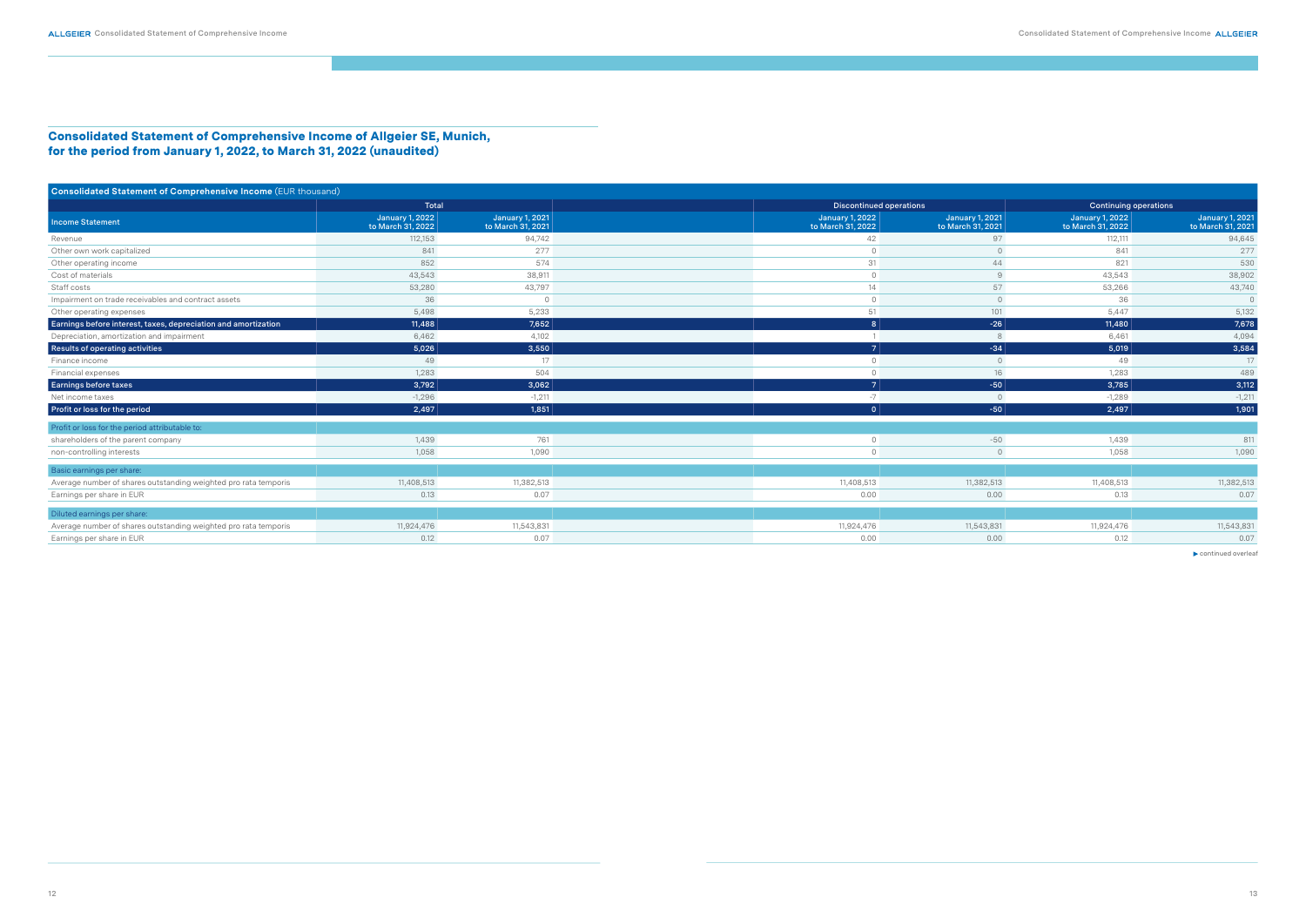## Consolidated Statement of Comprehensive Income of Allgeier SE, Munich, for the period from January 1, 2022, to March 31, 2022 (unaudited)

| Consolidated Statement of Comprehensive Income (EUR thousand) | Total | | Discontinued operations | | Continuing operations | |
|---|---|---|---|---|---|---|
| Income Statement | January 1, 2022 to March 31, 2022 | January 1, 2021 to March 31, 2021 | January 1, 2022 to March 31, 2022 | January 1, 2021 to March 31, 2021 | January 1, 2022 to March 31, 2022 | January 1, 2021 to March 31, 2021 |
| Revenue | 112,153 | 94,742 | 42 | 97 | 112,111 | 94,645 |
| Other own work capitalized | 841 | 277 | 0 | 0 | 841 | 277 |
| Other operating income | 852 | 574 | 31 | 44 | 821 | 530 |
| Cost of materials | 43,543 | 38,911 | 0 | 9 | 43,543 | 38,902 |
| Staff costs | 53,280 | 43,797 | 14 | 57 | 53,266 | 43,740 |
| Impairment on trade receivables and contract assets | 36 | 0 | 0 | 0 | 36 | 0 |
| Other operating expenses | 5,498 | 5,233 | 51 | 101 | 5,447 | 5,132 |
| **Earnings before interest, taxes, depreciation and amortization** | **11,488** | **7,652** | **8** | **-26** | **11,480** | **7,678** |
| Depreciation, amortization and impairment | 6,462 | 4,102 | 1 | 8 | 6,461 | 4,094 |
| **Results of operating activities** | **5,026** | **3,550** | **7** | **-34** | **5,019** | **3,584** |
| Finance income | 49 | 17 | 0 | 0 | 49 | 17 |
| Financial expenses | 1,283 | 504 | 0 | 16 | 1,283 | 489 |
| **Earnings before taxes** | **3,792** | **3,062** | **7** | **-50** | **3,785** | **3,112** |
| Net income taxes | -1,296 | -1,211 | -7 | 0 | -1,289 | -1,211 |
| **Profit or loss for the period** | **2,497** | **1,851** | **0** | **-50** | **2,497** | **1,901** |
| Profit or loss for the period attributable to: | | | | | | |
| shareholders of the parent company | 1,439 | 761 | 0 | -50 | 1,439 | 811 |
| non-controlling interests | 1,058 | 1,090 | 0 | 0 | 1,058 | 1,090 |
| Basic earnings per share: | | | | | | |
| Average number of shares outstanding weighted pro rata temporis | 11,408,513 | 11,382,513 | 11,408,513 | 11,382,513 | 11,408,513 | 11,382,513 |
| Earnings per share in EUR | 0.13 | 0.07 | 0.00 | 0.00 | 0.13 | 0.07 |
| Diluted earnings per share: | | | | | | |
| Average number of shares outstanding weighted pro rata temporis | 11,924,476 | 11,543,831 | 11,924,476 | 11,543,831 | 11,924,476 | 11,543,831 |
| Earnings per share in EUR | 0.12 | 0.07 | 0.00 | 0.00 | 0.12 | 0.07 |

▶ continued overleaf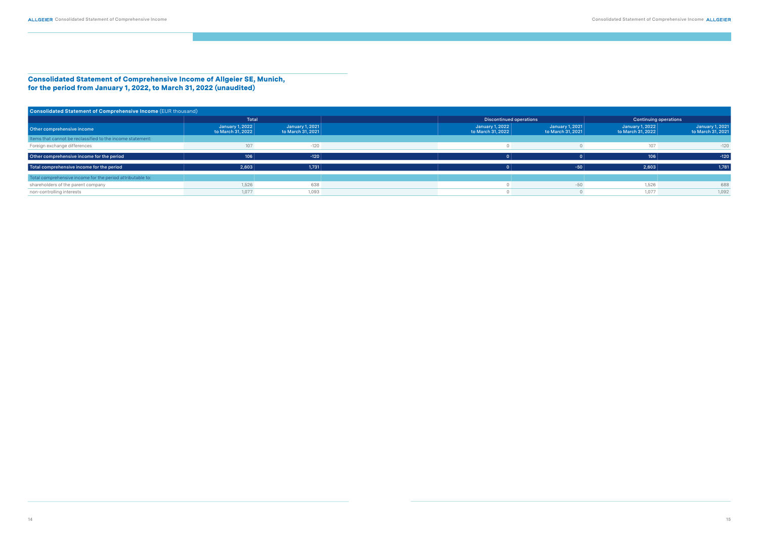## Consolidated Statement of Comprehensive Income of Allgeier SE, Munich, for the period from January 1, 2022, to March 31, 2022 (unaudited)

| **Consolidated Statement of Comprehensive Income** (EUR thousand) | Total | | Discontinued operations | | Continuing operations | |
|---|---|---|---|---|---|---|
| Other comprehensive income | January 1, 2022 to March 31, 2022 | January 1, 2021 to March 31, 2021 | January 1, 2022 to March 31, 2022 | January 1, 2021 to March 31, 2021 | January 1, 2022 to March 31, 2022 | January 1, 2021 to March 31, 2021 |
| Items that cannot be reclassified to the income statement: | | | | | | |
| Foreign exchange differences | 107 | -120 | 0 | 0 | 107 | -120 |
| Other comprehensive income for the period | 106 | -120 | 0 | 0 | 106 | -120 |
| Total comprehensive income for the period | 2,603 | 1,731 | 0 | -50 | 2,603 | 1,781 |
| Total comprehensive income for the period attributable to: | | | | | | |
| shareholders of the parent company | 1,526 | 638 | 0 | -50 | 1,526 | 688 |
| non-controlling interests | 1,077 | 1,093 | 0 | 0 | 1,077 | 1,092 |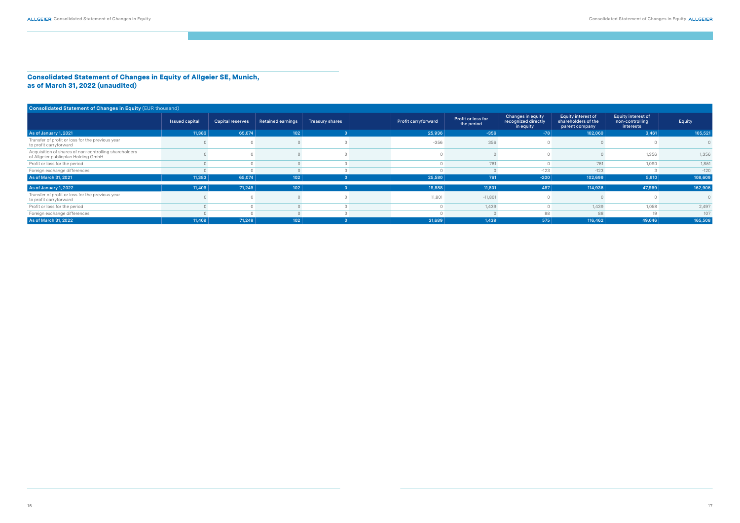## Consolidated Statement of Changes in Equity of Allgeier SE, Munich, as of March 31, 2022 (unaudited)

**Consolidated Statement of Changes in Equity** (EUR thousand)

| | Issued capital | Capital reserves | Retained earnings | Treasury shares | Profit carryforward | Profit or loss for the period | Changes in equity recognized directly in equity | Equity interest of shareholders of the parent company | Equity interest of non-controlling interests | Equity |
|---|---|---|---|---|---|---|---|---|---|---|
| As of January 1, 2021 | 11,383 | 65,074 | 102 | 0 | 25,936 | -356 | -78 | 102,060 | 3,461 | 105,521 |
| Transfer of profit or loss for the previous year to profit carryforward | 0 | 0 | 0 | 0 | -356 | 356 | 0 | 0 | 0 | 0 |
| Acquisition of shares of non-controlling shareholders of Allgeier publicplan Holding GmbH | 0 | 0 | 0 | 0 | 0 | 0 | 0 | 0 | 1,356 | 1,356 |
| Profit or loss for the period | 0 | 0 | 0 | 0 | 0 | 761 | 0 | 761 | 1,090 | 1,851 |
| Foreign exchange differences | 0 | 0 | 0 | 0 | 0 | 0 | -123 | -123 | 3 | -120 |
| As of March 31, 2021 | 11,383 | 65,074 | 102 | 0 | 25,580 | 761 | -200 | 102,699 | 5,910 | 108,609 |
| As of January 1, 2022 | 11,409 | 71,249 | 102 | 0 | 19,888 | 11,801 | 487 | 114,936 | 47,969 | 162,905 |
| Transfer of profit or loss for the previous year to profit carryforward | 0 | 0 | 0 | 0 | 11,801 | -11,801 | 0 | 0 | 0 | 0 |
| Profit or loss for the period | 0 | 0 | 0 | 0 | 0 | 1,439 | 0 | 1,439 | 1,058 | 2,497 |
| Foreign exchange differences | 0 | 0 | 0 | 0 | 0 | 0 | 88 | 88 | 19 | 107 |
| As of March 31, 2022 | 11,409 | 71,249 | 102 | 0 | 31,689 | 1,439 | 575 | 116,462 | 49,046 | 165,508 |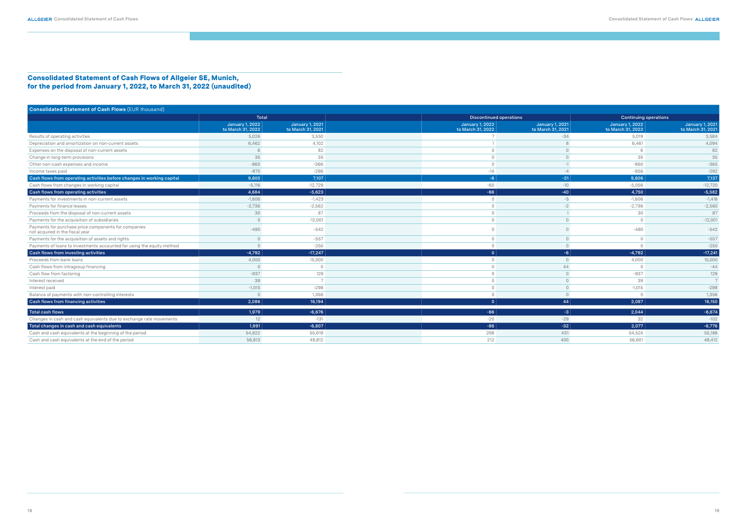## Consolidated Statement of Cash Flows of Allgeier SE, Munich, for the period from January 1, 2022, to March 31, 2022 (unaudited)

| Consolidated Statement of Cash Flows (EUR thousand) | Total | | Discontinued operations | | Continuing operations | |
|---|---|---|---|---|---|---|
| | January 1, 2022 to March 31, 2022 | January 1, 2021 to March 31, 2021 | January 1, 2022 to March 31, 2022 | January 1, 2021 to March 31, 2021 | January 1, 2022 to March 31, 2022 | January 1, 2021 to March 31, 2021 |
| Results of operating activities | 5,026 | 3,550 | 7 | -34 | 5,019 | 3,584 |
| Depreciation and amortization on non-current assets | 6,462 | 4,102 | 1 | 8 | 6,461 | 4,094 |
| Expenses on the disposal of non-current assets | 6 | 82 | 0 | 0 | 6 | 82 |
| Change in long-term provisions | 35 | 35 | 0 | 0 | 35 | 35 |
| Other non-cash expenses and income | -860 | -366 | 0 | -1 | -860 | -365 |
| Income taxes paid | -870 | -296 | -14 | -4 | -856 | -292 |
| **Cash flows from operating activities before changes in working capital** | **9,800** | **7,107** | **-6** | **-31** | **9,806** | **7,137** |
| Cash flows from changes in working capital | -5,116 | -12,729 | -60 | -10 | -5,056 | -12,720 |
| **Cash flows from operating activities** | **4,684** | **-5,623** | **-66** | **-40** | **4,750** | **-5,582** |
| Payments for investments in non-current assets | -1,606 | -1,423 | 0 | -5 | -1,606 | -1,418 |
| Payments for finance leases | -2,736 | -2,562 | 0 | -2 | -2,736 | -2,560 |
| Proceeds from the disposal of non-current assets | 30 | 87 | 0 | 1 | 30 | 87 |
| Payments for the acquisition of subsidiaries | 0 | -12,001 | 0 | 0 | 0 | -12,001 |
| Payments for purchase price components for companies not acquired in the fiscal year | -480 | -542 | 0 | 0 | -480 | -542 |
| Payments for the acquisition of assets and rights | 0 | -557 | 0 | 0 | 0 | -557 |
| Payments of loans to investments accounted for using the equity method | 0 | -250 | 0 | 0 | 0 | -250 |
| **Cash flows from investing activities** | **-4,792** | **-17,247** | **0** | **-6** | **-4,792** | **-17,241** |
| Proceeds from bank loans | 4,000 | 15,000 | 0 | 0 | 4,000 | 15,000 |
| Cash flows from intragroup financing | 0 | 0 | 0 | 44 | 0 | -44 |
| Cash flow from factoring | -937 | 129 | 0 | 0 | -937 | 129 |
| Interest received | 39 | 7 | 0 | 0 | 39 | 7 |
| Interest paid | -1,015 | -298 | 0 | 0 | -1,015 | -298 |
| Balance of payments with non-controlling interests | 0 | 1,356 | 0 | 0 | 0 | 1,356 |
| **Cash flows from financing activities** | **2,086** | **16,194** | **0** | **44** | **2,087** | **16,150** |
| **Total cash flows** | **1,979** | **-6,676** | **-66** | **-3** | **2,044** | **-6,674** |
| Changes in cash and cash equivalents due to exchange rate movements | 12 | -131 | -20 | -29 | 32 | -102 |
| **Total changes in cash and cash equivalents** | **1,991** | **-6,807** | **-86** | **-32** | **2,077** | **-6,776** |
| Cash and cash equivalents at the beginning of the period | 54,822 | 55,619 | 298 | 431 | 54,524 | 55,188 |
| Cash and cash equivalents at the end of the period | 56,813 | 48,812 | 212 | 400 | 56,601 | 48,412 |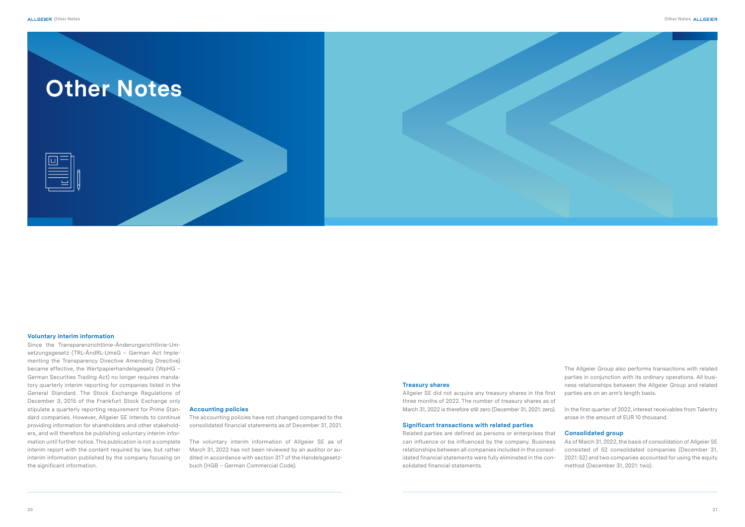# Other Notes

### Voluntary interim information

Since the Transparenzrichtlinie-Änderungsrichtlinie-Umsetzungsgesetz (TRL-ÄndRL-UmsG – German Act Implementing the Transparency Directive Amending Directive) became effective, the Wertpapierhandelsgesetz (WpHG – German Securities Trading Act) no longer requires mandatory quarterly interim reporting for companies listed in the General Standard. The Stock Exchange Regulations of December 3, 2015 of the Frankfurt Stock Exchange only stipulate a quarterly reporting requirement for Prime Standard companies. However, Allgeier SE intends to continue providing information for shareholders and other stakeholders, and will therefore be publishing voluntary interim information until further notice. This publication is not a complete interim report with the content required by law, but rather interim information published by the company focusing on the significant information.

### Accounting policies

The accounting policies have not changed compared to the consolidated financial statements as of December 31, 2021.

The voluntary interim information of Allgeier SE as of March 31, 2022 has not been reviewed by an auditor or audited in accordance with section 317 of the Handelsgesetzbuch (HGB – German Commercial Code).

### Treasury shares

Allgeier SE did not acquire any treasury shares in the first three months of 2022. The number of treasury shares as of March 31, 2022 is therefore still zero (December 31, 2021: zero).

### Significant transactions with related parties

Related parties are defined as persons or enterprises that can influence or be influenced by the company. Business relationships between all companies included in the consolidated financial statements were fully eliminated in the consolidated financial statements.

The Allgeier Group also performs transactions with related parties in conjunction with its ordinary operations. All business relationships between the Allgeier Group and related parties are on an arm's length basis.

In the first quarter of 2022, interest receivables from Talentry arose in the amount of EUR 10 thousand.

### Consolidated group

As of March 31, 2022, the basis of consolidation of Allgeier SE consisted of 52 consolidated companies (December 31, 2021: 52) and two companies accounted for using the equity method (December 31, 2021: two).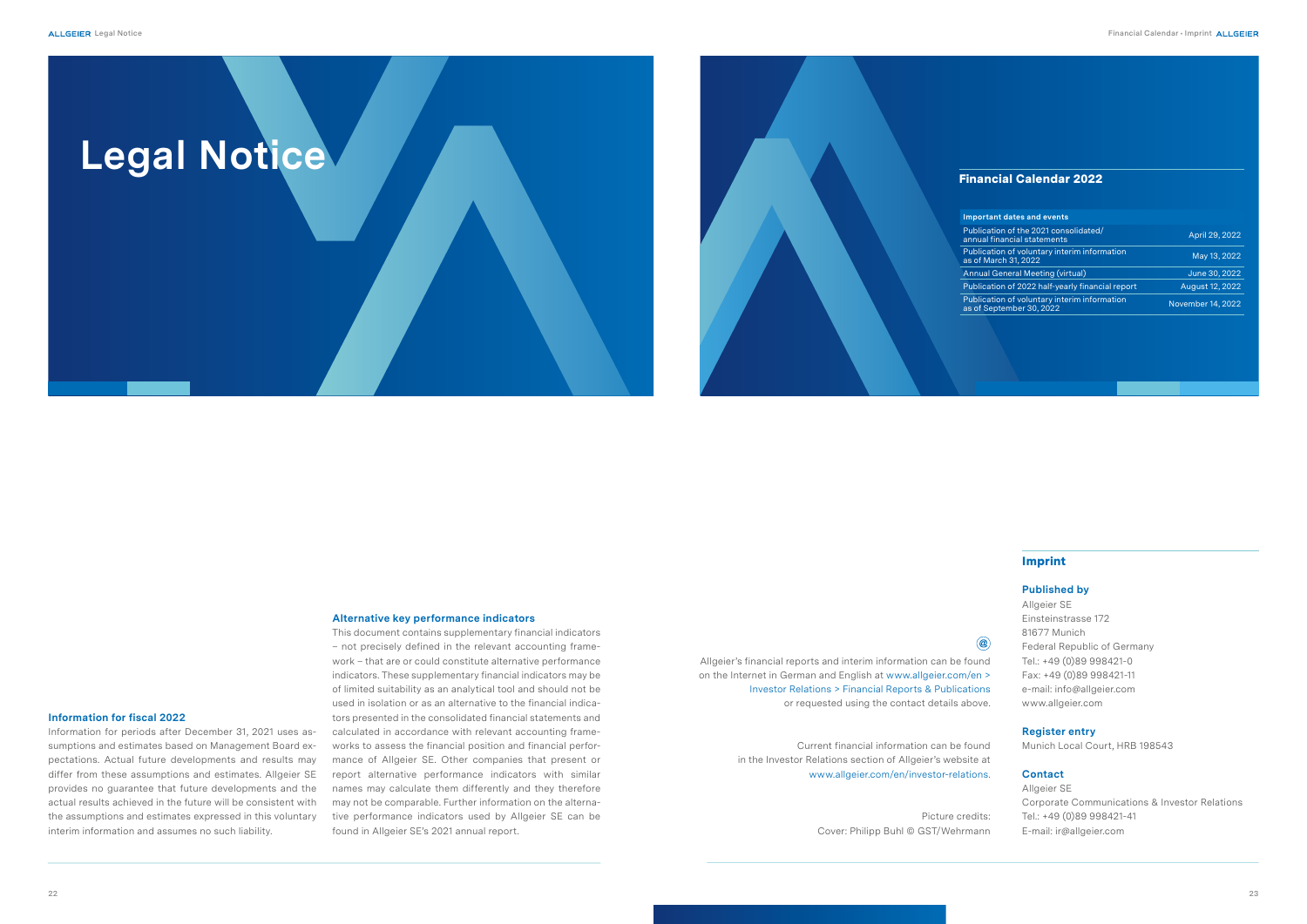# Legal Notice

### Information for fiscal 2022

Information for periods after December 31, 2021 uses assumptions and estimates based on Management Board expectations. Actual future developments and results may differ from these assumptions and estimates. Allgeier SE provides no guarantee that future developments and the actual results achieved in the future will be consistent with the assumptions and estimates expressed in this voluntary interim information and assumes no such liability.

### Alternative key performance indicators

This document contains supplementary financial indicators – not precisely defined in the relevant accounting framework – that are or could constitute alternative performance indicators. These supplementary financial indicators may be of limited suitability as an analytical tool and should not be used in isolation or as an alternative to the financial indicators presented in the consolidated financial statements and calculated in accordance with relevant accounting frameworks to assess the financial position and financial performance of Allgeier SE. Other companies that present or report alternative performance indicators with similar names may calculate them differently and they therefore may not be comparable. Further information on the alternative performance indicators used by Allgeier SE can be found in Allgeier SE's 2021 annual report.

## Financial Calendar 2022

| Important dates and events | |
|---|---|
| Publication of the 2021 consolidated/annual financial statements | April 29, 2022 |
| Publication of voluntary interim information as of March 31, 2022 | May 13, 2022 |
| Annual General Meeting (virtual) | June 30, 2022 |
| Publication of 2022 half-yearly financial report | August 12, 2022 |
| Publication of voluntary interim information as of September 30, 2022 | November 14, 2022 |

Allgeier's financial reports and interim information can be found on the Internet in German and English at www.allgeier.com/en > Investor Relations > Financial Reports & Publications or requested using the contact details above.

Current financial information can be found in the Investor Relations section of Allgeier's website at www.allgeier.com/en/investor-relations.

Picture credits:
Cover: Philipp Buhl © GST/Wehrmann

## Imprint

### Published by

Allgeier SE
Einsteinstrasse 172
81677 Munich
Federal Republic of Germany
Tel.: +49 (0)89 998421-0
Fax: +49 (0)89 998421-11
e-mail: info@allgeier.com
www.allgeier.com

### Register entry

Munich Local Court, HRB 198543

### Contact

Allgeier SE
Corporate Communications & Investor Relations
Tel.: +49 (0)89 998421-41
E-mail: ir@allgeier.com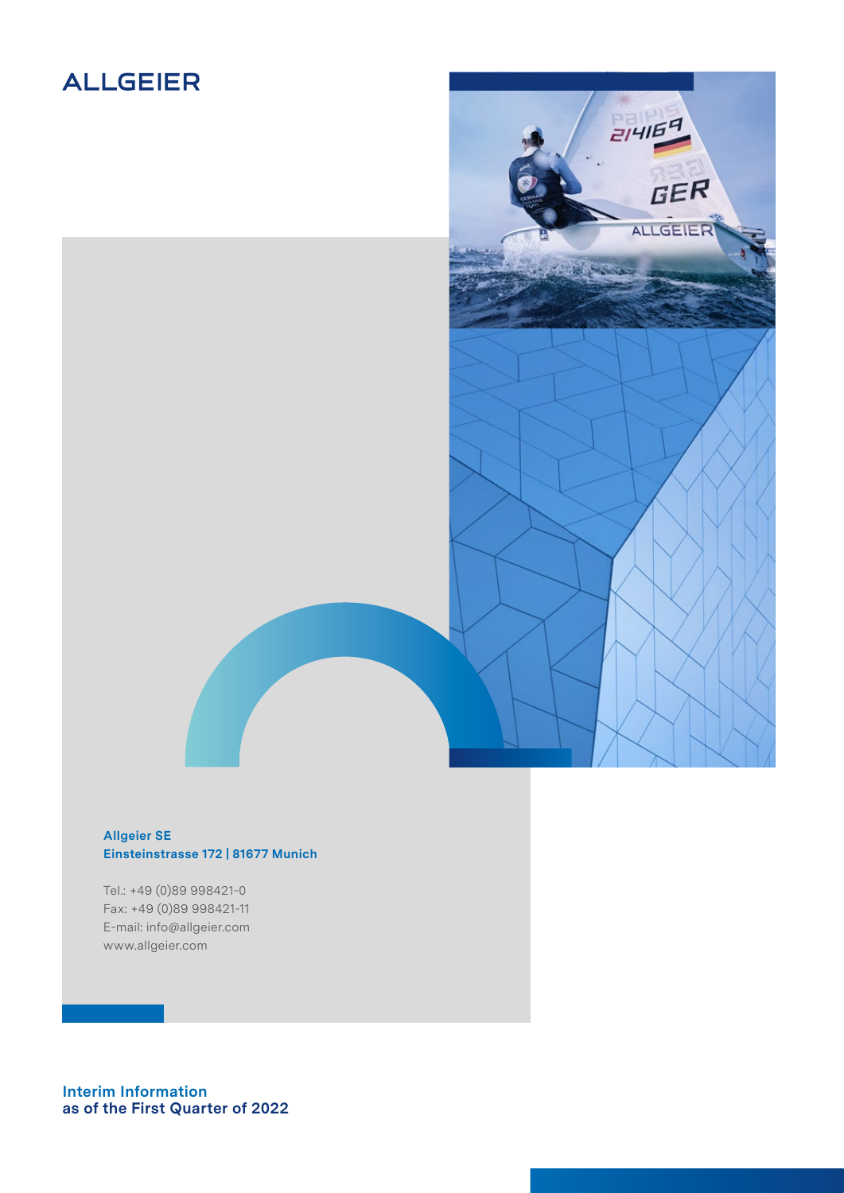ALLGEIER

**Allgeier SE**
**Einsteinstrasse 172 | 81677 Munich**

Tel.: +49 (0)89 998421-0
Fax: +49 (0)89 998421-11
E-mail: info@allgeier.com
www.allgeier.com

**Interim Information**
**as of the First Quarter of 2022**